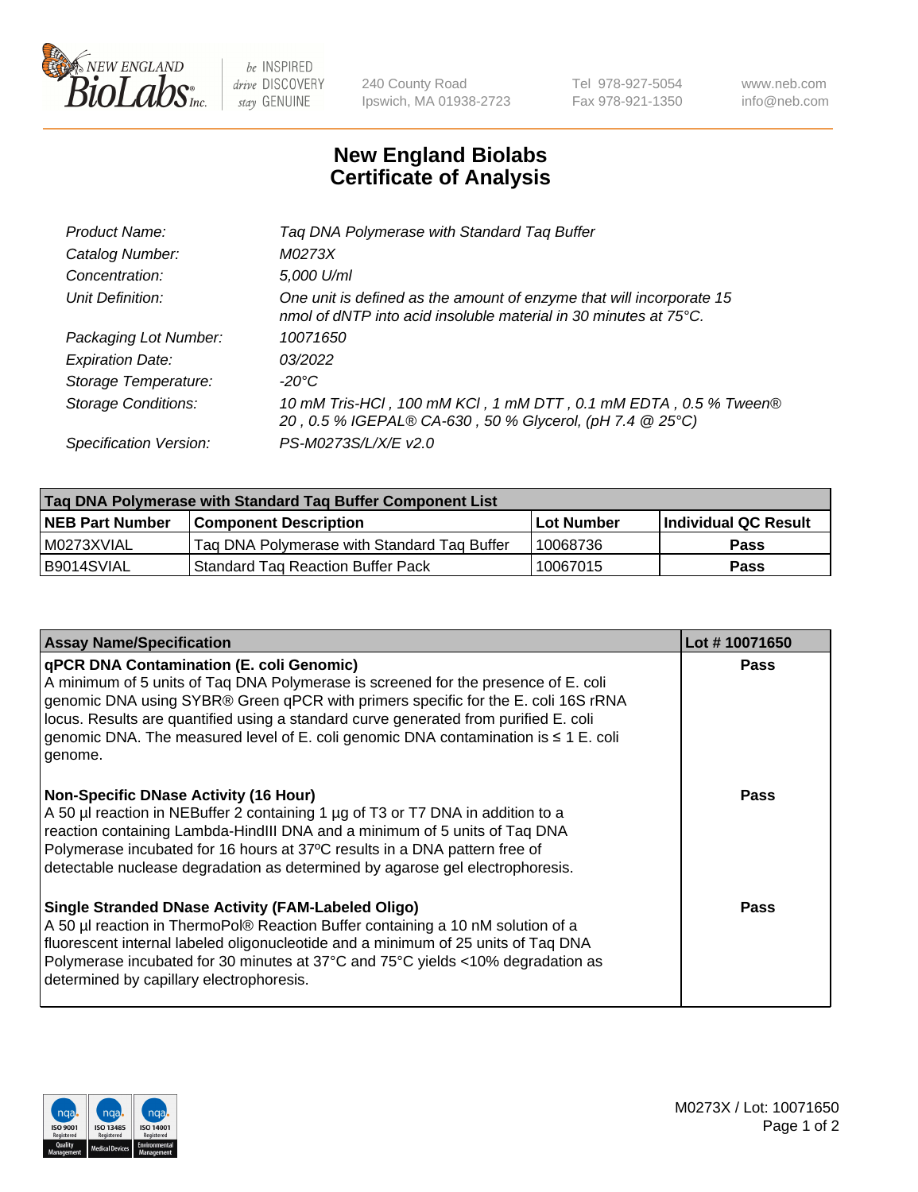# New England Biolabs Certificate of Analysis

| | |
|---|---|
| Product Name: | Taq DNA Polymerase with Standard Taq Buffer |
| Catalog Number: | M0273X |
| Concentration: | 5,000 U/ml |
| Unit Definition: | One unit is defined as the amount of enzyme that will incorporate 15 nmol of dNTP into acid insoluble material in 30 minutes at 75°C. |
| Packaging Lot Number: | 10071650 |
| Expiration Date: | 03/2022 |
| Storage Temperature: | -20°C |
| Storage Conditions: | 10 mM Tris-HCl , 100 mM KCl , 1 mM DTT , 0.1 mM EDTA , 0.5 % Tween® 20 , 0.5 % IGEPAL® CA-630 , 50 % Glycerol, (pH 7.4 @ 25°C) |
| Specification Version: | PS-M0273S/L/X/E v2.0 |

| Taq DNA Polymerase with Standard Taq Buffer Component List | | | |
|---|---|---|---|
| **NEB Part Number** | **Component Description** | **Lot Number** | **Individual QC Result** |
| M0273XVIAL | Taq DNA Polymerase with Standard Taq Buffer | 10068736 | Pass |
| B9014SVIAL | Standard Taq Reaction Buffer Pack | 10067015 | Pass |

| Assay Name/Specification | Lot # 10071650 |
|---|---|
| **qPCR DNA Contamination (E. coli Genomic)**<br>A minimum of 5 units of Taq DNA Polymerase is screened for the presence of E. coli genomic DNA using SYBR® Green qPCR with primers specific for the E. coli 16S rRNA locus. Results are quantified using a standard curve generated from purified E. coli genomic DNA. The measured level of E. coli genomic DNA contamination is ≤ 1 E. coli genome. | Pass |
| **Non-Specific DNase Activity (16 Hour)**<br>A 50 µl reaction in NEBuffer 2 containing 1 µg of T3 or T7 DNA in addition to a reaction containing Lambda-HindIII DNA and a minimum of 5 units of Taq DNA Polymerase incubated for 16 hours at 37ºC results in a DNA pattern free of detectable nuclease degradation as determined by agarose gel electrophoresis. | Pass |
| **Single Stranded DNase Activity (FAM-Labeled Oligo)**<br>A 50 µl reaction in ThermoPol® Reaction Buffer containing a 10 nM solution of a fluorescent internal labeled oligonucleotide and a minimum of 25 units of Taq DNA Polymerase incubated for 30 minutes at 37°C and 75°C yields <10% degradation as determined by capillary electrophoresis. | Pass |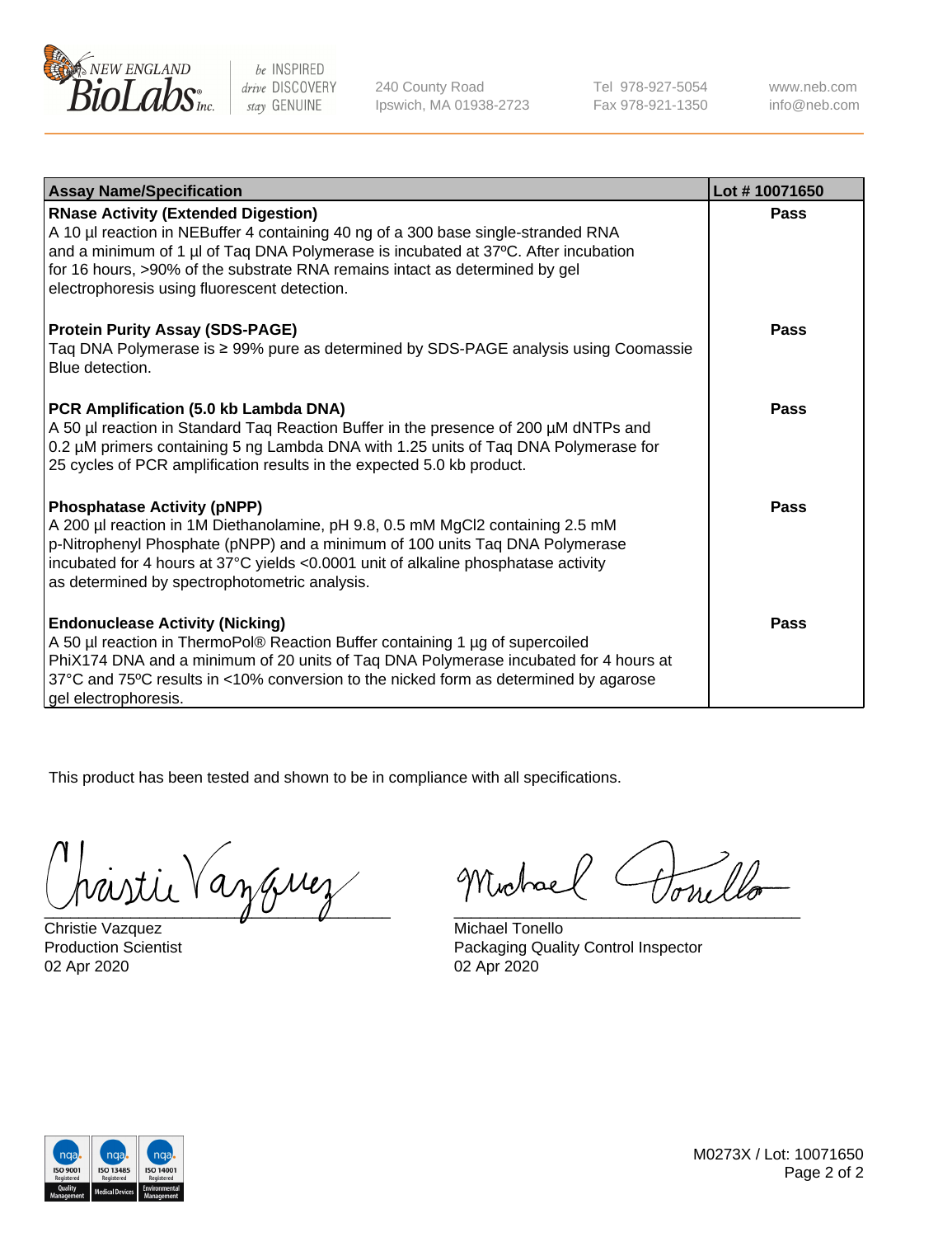| Assay Name/Specification | Lot # 10071650 |
|---|---|
| **RNase Activity (Extended Digestion)**<br>A 10 µl reaction in NEBuffer 4 containing 40 ng of a 300 base single-stranded RNA and a minimum of 1 µl of Taq DNA Polymerase is incubated at 37ºC. After incubation for 16 hours, >90% of the substrate RNA remains intact as determined by gel electrophoresis using fluorescent detection. | **Pass** |
| **Protein Purity Assay (SDS-PAGE)**<br>Taq DNA Polymerase is ≥ 99% pure as determined by SDS-PAGE analysis using Coomassie Blue detection. | **Pass** |
| **PCR Amplification (5.0 kb Lambda DNA)**<br>A 50 µl reaction in Standard Taq Reaction Buffer in the presence of 200 µM dNTPs and 0.2 µM primers containing 5 ng Lambda DNA with 1.25 units of Taq DNA Polymerase for 25 cycles of PCR amplification results in the expected 5.0 kb product. | **Pass** |
| **Phosphatase Activity (pNPP)**<br>A 200 µl reaction in 1M Diethanolamine, pH 9.8, 0.5 mM $MgCl_2$ containing 2.5 mM p-Nitrophenyl Phosphate (pNPP) and a minimum of 100 units Taq DNA Polymerase incubated for 4 hours at 37°C yields <0.0001 unit of alkaline phosphatase activity as determined by spectrophotometric analysis. | **Pass** |
| **Endonuclease Activity (Nicking)**<br>A 50 µl reaction in ThermoPol® Reaction Buffer containing 1 µg of supercoiled PhiX174 DNA and a minimum of 20 units of Taq DNA Polymerase incubated for 4 hours at 37°C and 75ºC results in <10% conversion to the nicked form as determined by agarose gel electrophoresis. | **Pass** |

This product has been tested and shown to be in compliance with all specifications.

Christie Vazquez
Production Scientist
02 Apr 2020

Michael Tonello
Packaging Quality Control Inspector
02 Apr 2020

M0273X / Lot: 10071650